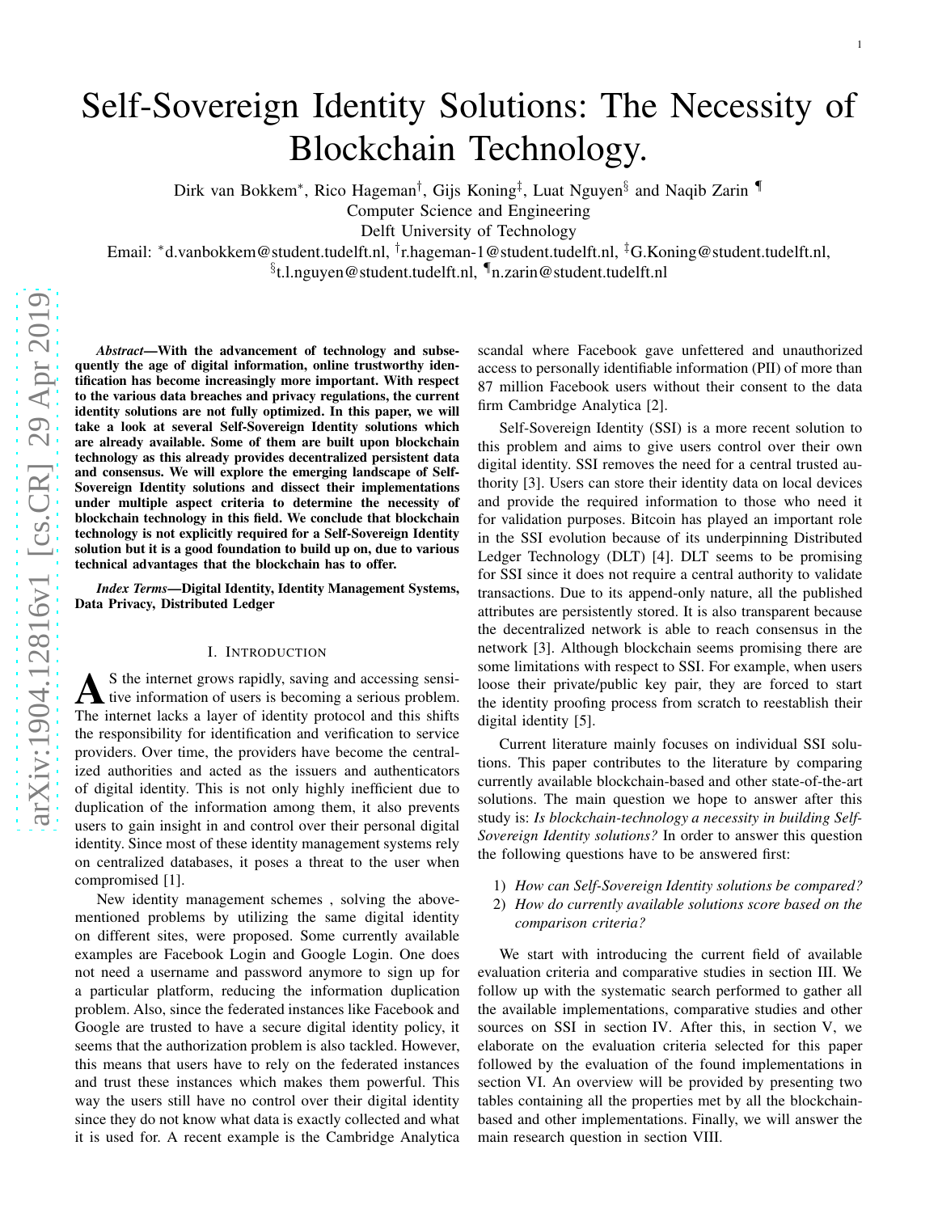# Self-Sovereign Identity Solutions: The Necessity of Blockchain Technology.

Dirk van Bokkem*, Rico Hageman†, Gijs Koning‡, Luat Nguyen§ and Naqib Zarin ¶

Computer Science and Engineering

Delft University of Technology

Email: *d.vanbokkem@student.tudelft.nl, †r.hageman-1@student.tudelft.nl, ‡G.Koning@student.tudelft.nl, §t.l.nguyen@student.tudelft.nl, ¶n.zarin@student.tudelft.nl

***Abstract*—With the advancement of technology and subsequently the age of digital information, online trustworthy identification has become increasingly more important. With respect to the various data breaches and privacy regulations, the current identity solutions are not fully optimized. In this paper, we will take a look at several Self-Sovereign Identity solutions which are already available. Some of them are built upon blockchain technology as this already provides decentralized persistent data and consensus. We will explore the emerging landscape of Self-Sovereign Identity solutions and dissect their implementations under multiple aspect criteria to determine the necessity of blockchain technology in this field. We conclude that blockchain technology is not explicitly required for a Self-Sovereign Identity solution but it is a good foundation to build up on, due to various technical advantages that the blockchain has to offer.**

***Index Terms*—Digital Identity, Identity Management Systems, Data Privacy, Distributed Ledger**

## I. Introduction

As the internet grows rapidly, saving and accessing sensitive information of users is becoming a serious problem. The internet lacks a layer of identity protocol and this shifts the responsibility for identification and verification to service providers. Over time, the providers have become the centralized authorities and acted as the issuers and authenticators of digital identity. This is not only highly inefficient due to duplication of the information among them, it also prevents users to gain insight in and control over their personal digital identity. Since most of these identity management systems rely on centralized databases, it poses a threat to the user when compromised [1].

New identity management schemes , solving the above-mentioned problems by utilizing the same digital identity on different sites, were proposed. Some currently available examples are Facebook Login and Google Login. One does not need a username and password anymore to sign up for a particular platform, reducing the information duplication problem. Also, since the federated instances like Facebook and Google are trusted to have a secure digital identity policy, it seems that the authorization problem is also tackled. However, this means that users have to rely on the federated instances and trust these instances which makes them powerful. This way the users still have no control over their digital identity since they do not know what data is exactly collected and what it is used for. A recent example is the Cambridge Analytica scandal where Facebook gave unfettered and unauthorized access to personally identifiable information (PII) of more than 87 million Facebook users without their consent to the data firm Cambridge Analytica [2].

Self-Sovereign Identity (SSI) is a more recent solution to this problem and aims to give users control over their own digital identity. SSI removes the need for a central trusted authority [3]. Users can store their identity data on local devices and provide the required information to those who need it for validation purposes. Bitcoin has played an important role in the SSI evolution because of its underpinning Distributed Ledger Technology (DLT) [4]. DLT seems to be promising for SSI since it does not require a central authority to validate transactions. Due to its append-only nature, all the published attributes are persistently stored. It is also transparent because the decentralized network is able to reach consensus in the network [3]. Although blockchain seems promising there are some limitations with respect to SSI. For example, when users loose their private/public key pair, they are forced to start the identity proofing process from scratch to reestablish their digital identity [5].

Current literature mainly focuses on individual SSI solutions. This paper contributes to the literature by comparing currently available blockchain-based and other state-of-the-art solutions. The main question we hope to answer after this study is: *Is blockchain-technology a necessity in building Self-Sovereign Identity solutions?* In order to answer this question the following questions have to be answered first:

1) *How can Self-Sovereign Identity solutions be compared?*
2) *How do currently available solutions score based on the comparison criteria?*

We start with introducing the current field of available evaluation criteria and comparative studies in section III. We follow up with the systematic search performed to gather all the available implementations, comparative studies and other sources on SSI in section IV. After this, in section V, we elaborate on the evaluation criteria selected for this paper followed by the evaluation of the found implementations in section VI. An overview will be provided by presenting two tables containing all the properties met by all the blockchain-based and other implementations. Finally, we will answer the main research question in section VIII.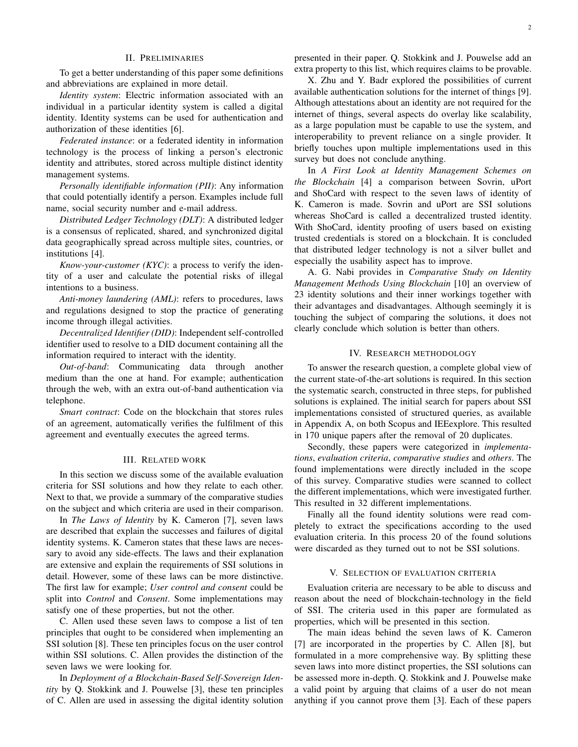## II. Preliminaries

To get a better understanding of this paper some definitions and abbreviations are explained in more detail.

*Identity system*: Electric information associated with an individual in a particular identity system is called a digital identity. Identity systems can be used for authentication and authorization of these identities [6].

*Federated instance*: or a federated identity in information technology is the process of linking a person's electronic identity and attributes, stored across multiple distinct identity management systems.

*Personally identifiable information (PII)*: Any information that could potentially identify a person. Examples include full name, social security number and e-mail address.

*Distributed Ledger Technology (DLT)*: A distributed ledger is a consensus of replicated, shared, and synchronized digital data geographically spread across multiple sites, countries, or institutions [4].

*Know-your-customer (KYC)*: a process to verify the identity of a user and calculate the potential risks of illegal intentions to a business.

*Anti-money laundering (AML)*: refers to procedures, laws and regulations designed to stop the practice of generating income through illegal activities.

*Decentralized Identifier (DID)*: Independent self-controlled identifier used to resolve to a DID document containing all the information required to interact with the identity.

*Out-of-band*: Communicating data through another medium than the one at hand. For example; authentication through the web, with an extra out-of-band authentication via telephone.

*Smart contract*: Code on the blockchain that stores rules of an agreement, automatically verifies the fulfilment of this agreement and eventually executes the agreed terms.

## III. Related work

In this section we discuss some of the available evaluation criteria for SSI solutions and how they relate to each other. Next to that, we provide a summary of the comparative studies on the subject and which criteria are used in their comparison.

In *The Laws of Identity* by K. Cameron [7], seven laws are described that explain the successes and failures of digital identity systems. K. Cameron states that these laws are necessary to avoid any side-effects. The laws and their explanation are extensive and explain the requirements of SSI solutions in detail. However, some of these laws can be more distinctive. The first law for example; *User control and consent* could be split into *Control* and *Consent*. Some implementations may satisfy one of these properties, but not the other.

C. Allen used these seven laws to compose a list of ten principles that ought to be considered when implementing an SSI solution [8]. These ten principles focus on the user control within SSI solutions. C. Allen provides the distinction of the seven laws we were looking for.

In *Deployment of a Blockchain-Based Self-Sovereign Identity* by Q. Stokkink and J. Pouwelse [3], these ten principles of C. Allen are used in assessing the digital identity solution presented in their paper. Q. Stokkink and J. Pouwelse add an extra property to this list, which requires claims to be provable.

X. Zhu and Y. Badr explored the possibilities of current available authentication solutions for the internet of things [9]. Although attestations about an identity are not required for the internet of things, several aspects do overlay like scalability, as a large population must be capable to use the system, and interoperability to prevent reliance on a single provider. It briefly touches upon multiple implementations used in this survey but does not conclude anything.

In *A First Look at Identity Management Schemes on the Blockchain* [4] a comparison between Sovrin, uPort and ShoCard with respect to the seven laws of identity of K. Cameron is made. Sovrin and uPort are SSI solutions whereas ShoCard is called a decentralized trusted identity. With ShoCard, identity proofing of users based on existing trusted credentials is stored on a blockchain. It is concluded that distributed ledger technology is not a silver bullet and especially the usability aspect has to improve.

A. G. Nabi provides in *Comparative Study on Identity Management Methods Using Blockchain* [10] an overview of 23 identity solutions and their inner workings together with their advantages and disadvantages. Although seemingly it is touching the subject of comparing the solutions, it does not clearly conclude which solution is better than others.

## IV. Research methodology

To answer the research question, a complete global view of the current state-of-the-art solutions is required. In this section the systematic search, constructed in three steps, for published solutions is explained. The initial search for papers about SSI implementations consisted of structured queries, as available in Appendix A, on both Scopus and IEEexplore. This resulted in 170 unique papers after the removal of 20 duplicates.

Secondly, these papers were categorized in *implementations*, *evaluation criteria*, *comparative studies* and *others*. The found implementations were directly included in the scope of this survey. Comparative studies were scanned to collect the different implementations, which were investigated further. This resulted in 32 different implementations.

Finally all the found identity solutions were read completely to extract the specifications according to the used evaluation criteria. In this process 20 of the found solutions were discarded as they turned out to not be SSI solutions.

## V. Selection of evaluation criteria

Evaluation criteria are necessary to be able to discuss and reason about the need of blockchain-technology in the field of SSI. The criteria used in this paper are formulated as properties, which will be presented in this section.

The main ideas behind the seven laws of K. Cameron [7] are incorporated in the properties by C. Allen [8], but formulated in a more comprehensive way. By splitting these seven laws into more distinct properties, the SSI solutions can be assessed more in-depth. Q. Stokkink and J. Pouwelse make a valid point by arguing that claims of a user do not mean anything if you cannot prove them [3]. Each of these papers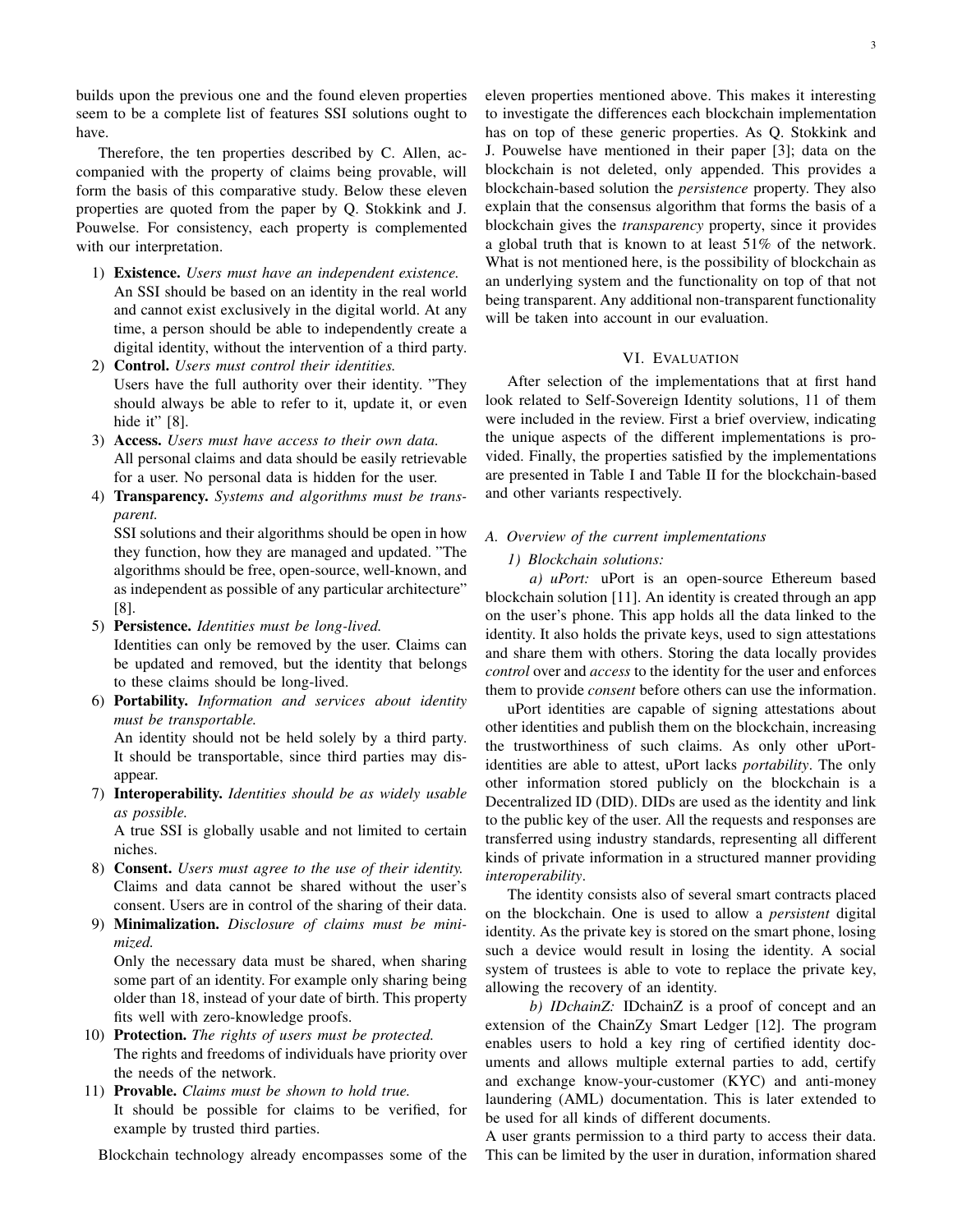builds upon the previous one and the found eleven properties seem to be a complete list of features SSI solutions ought to have.

Therefore, the ten properties described by C. Allen, accompanied with the property of claims being provable, will form the basis of this comparative study. Below these eleven properties are quoted from the paper by Q. Stokkink and J. Pouwelse. For consistency, each property is complemented with our interpretation.

1) **Existence.** *Users must have an independent existence.*
   An SSI should be based on an identity in the real world and cannot exist exclusively in the digital world. At any time, a person should be able to independently create a digital identity, without the intervention of a third party.
2) **Control.** *Users must control their identities.*
   Users have the full authority over their identity. "They should always be able to refer to it, update it, or even hide it" [8].
3) **Access.** *Users must have access to their own data.*
   All personal claims and data should be easily retrievable for a user. No personal data is hidden for the user.
4) **Transparency.** *Systems and algorithms must be transparent.*
   SSI solutions and their algorithms should be open in how they function, how they are managed and updated. "The algorithms should be free, open-source, well-known, and as independent as possible of any particular architecture" [8].
5) **Persistence.** *Identities must be long-lived.*
   Identities can only be removed by the user. Claims can be updated and removed, but the identity that belongs to these claims should be long-lived.
6) **Portability.** *Information and services about identity must be transportable.*
   An identity should not be held solely by a third party. It should be transportable, since third parties may disappear.
7) **Interoperability.** *Identities should be as widely usable as possible.*
   A true SSI is globally usable and not limited to certain niches.
8) **Consent.** *Users must agree to the use of their identity.*
   Claims and data cannot be shared without the user's consent. Users are in control of the sharing of their data.
9) **Minimalization.** *Disclosure of claims must be minimized.*
   Only the necessary data must be shared, when sharing some part of an identity. For example only sharing being older than 18, instead of your date of birth. This property fits well with zero-knowledge proofs.
10) **Protection.** *The rights of users must be protected.*
    The rights and freedoms of individuals have priority over the needs of the network.
11) **Provable.** *Claims must be shown to hold true.*
    It should be possible for claims to be verified, for example by trusted third parties.

Blockchain technology already encompasses some of the eleven properties mentioned above. This makes it interesting to investigate the differences each blockchain implementation has on top of these generic properties. As Q. Stokkink and J. Pouwelse have mentioned in their paper [3]; data on the blockchain is not deleted, only appended. This provides a blockchain-based solution the *persistence* property. They also explain that the consensus algorithm that forms the basis of a blockchain gives the *transparency* property, since it provides a global truth that is known to at least 51% of the network. What is not mentioned here, is the possibility of blockchain as an underlying system and the functionality on top of that not being transparent. Any additional non-transparent functionality will be taken into account in our evaluation.

## VI. Evaluation

After selection of the implementations that at first hand look related to Self-Sovereign Identity solutions, 11 of them were included in the review. First a brief overview, indicating the unique aspects of the different implementations is provided. Finally, the properties satisfied by the implementations are presented in Table I and Table II for the blockchain-based and other variants respectively.

### A. Overview of the current implementations

#### 1) Blockchain solutions:

*a) uPort:* uPort is an open-source Ethereum based blockchain solution [11]. An identity is created through an app on the user's phone. This app holds all the data linked to the identity. It also holds the private keys, used to sign attestations and share them with others. Storing the data locally provides *control* over and *access* to the identity for the user and enforces them to provide *consent* before others can use the information.

uPort identities are capable of signing attestations about other identities and publish them on the blockchain, increasing the trustworthiness of such claims. As only other uPort-identities are able to attest, uPort lacks *portability*. The only other information stored publicly on the blockchain is a Decentralized ID (DID). DIDs are used as the identity and link to the public key of the user. All the requests and responses are transferred using industry standards, representing all different kinds of private information in a structured manner providing *interoperability*.

The identity consists also of several smart contracts placed on the blockchain. One is used to allow a *persistent* digital identity. As the private key is stored on the smart phone, losing such a device would result in losing the identity. A social system of trustees is able to vote to replace the private key, allowing the recovery of an identity.

*b) IDchainZ:* IDchainZ is a proof of concept and an extension of the ChainZy Smart Ledger [12]. The program enables users to hold a key ring of certified identity documents and allows multiple external parties to add, certify and exchange know-your-customer (KYC) and anti-money laundering (AML) documentation. This is later extended to be used for all kinds of different documents.

A user grants permission to a third party to access their data. This can be limited by the user in duration, information shared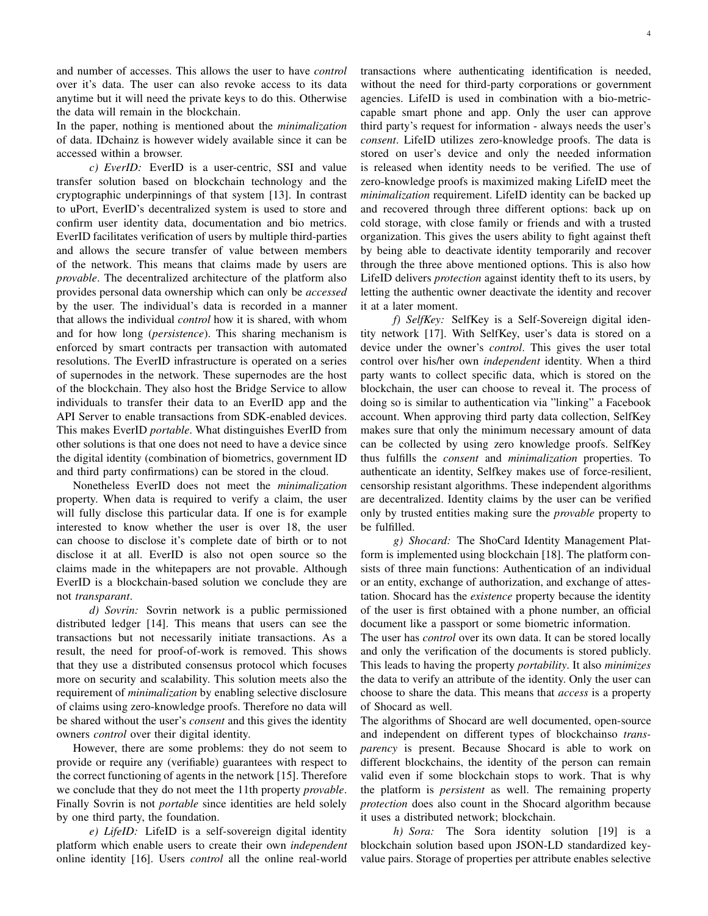and number of accesses. This allows the user to have *control* over it's data. The user can also revoke access to its data anytime but it will need the private keys to do this. Otherwise the data will remain in the blockchain.
In the paper, nothing is mentioned about the *minimalization* of data. IDchainz is however widely available since it can be accessed within a browser.

*c) EverID:* EverID is a user-centric, SSI and value transfer solution based on blockchain technology and the cryptographic underpinnings of that system [13]. In contrast to uPort, EverID's decentralized system is used to store and confirm user identity data, documentation and bio metrics. EverID facilitates verification of users by multiple third-parties and allows the secure transfer of value between members of the network. This means that claims made by users are *provable*. The decentralized architecture of the platform also provides personal data ownership which can only be *accessed* by the user. The individual's data is recorded in a manner that allows the individual *control* how it is shared, with whom and for how long (*persistence*). This sharing mechanism is enforced by smart contracts per transaction with automated resolutions. The EverID infrastructure is operated on a series of supernodes in the network. These supernodes are the host of the blockchain. They also host the Bridge Service to allow individuals to transfer their data to an EverID app and the API Server to enable transactions from SDK-enabled devices. This makes EverID *portable*. What distinguishes EverID from other solutions is that one does not need to have a device since the digital identity (combination of biometrics, government ID and third party confirmations) can be stored in the cloud.

Nonetheless EverID does not meet the *minimalization* property. When data is required to verify a claim, the user will fully disclose this particular data. If one is for example interested to know whether the user is over 18, the user can choose to disclose it's complete date of birth or to not disclose it at all. EverID is also not open source so the claims made in the whitepapers are not provable. Although EverID is a blockchain-based solution we conclude they are not *transparant*.

*d) Sovrin:* Sovrin network is a public permissioned distributed ledger [14]. This means that users can see the transactions but not necessarily initiate transactions. As a result, the need for proof-of-work is removed. This shows that they use a distributed consensus protocol which focuses more on security and scalability. This solution meets also the requirement of *minimalization* by enabling selective disclosure of claims using zero-knowledge proofs. Therefore no data will be shared without the user's *consent* and this gives the identity owners *control* over their digital identity.

However, there are some problems: they do not seem to provide or require any (verifiable) guarantees with respect to the correct functioning of agents in the network [15]. Therefore we conclude that they do not meet the 11th property *provable*. Finally Sovrin is not *portable* since identities are held solely by one third party, the foundation.

*e) LifeID:* LifeID is a self-sovereign digital identity platform which enable users to create their own *independent* online identity [16]. Users *control* all the online real-world transactions where authenticating identification is needed, without the need for third-party corporations or government agencies. LifeID is used in combination with a bio-metric-capable smart phone and app. Only the user can approve third party's request for information - always needs the user's *consent*. LifeID utilizes zero-knowledge proofs. The data is stored on user's device and only the needed information is released when identity needs to be verified. The use of zero-knowledge proofs is maximized making LifeID meet the *minimalization* requirement. LifeID identity can be backed up and recovered through three different options: back up on cold storage, with close family or friends and with a trusted organization. This gives the users ability to fight against theft by being able to deactivate identity temporarily and recover through the three above mentioned options. This is also how LifeID delivers *protection* against identity theft to its users, by letting the authentic owner deactivate the identity and recover it at a later moment.

*f) SelfKey:* SelfKey is a Self-Sovereign digital identity network [17]. With SelfKey, user's data is stored on a device under the owner's *control*. This gives the user total control over his/her own *independent* identity. When a third party wants to collect specific data, which is stored on the blockchain, the user can choose to reveal it. The process of doing so is similar to authentication via "linking" a Facebook account. When approving third party data collection, SelfKey makes sure that only the minimum necessary amount of data can be collected by using zero knowledge proofs. SelfKey thus fulfills the *consent* and *minimalization* properties. To authenticate an identity, Selfkey makes use of force-resilient, censorship resistant algorithms. These independent algorithms are decentralized. Identity claims by the user can be verified only by trusted entities making sure the *provable* property to be fulfilled.

*g) Shocard:* The ShoCard Identity Management Platform is implemented using blockchain [18]. The platform consists of three main functions: Authentication of an individual or an entity, exchange of authorization, and exchange of attestation. Shocard has the *existence* property because the identity of the user is first obtained with a phone number, an official document like a passport or some biometric information.
The user has *control* over its own data. It can be stored locally and only the verification of the documents is stored publicly. This leads to having the property *portability*. It also *minimizes* the data to verify an attribute of the identity. Only the user can choose to share the data. This means that *access* is a property of Shocard as well.
The algorithms of Shocard are well documented, open-source and independent on different types of blockchainso *transparency* is present. Because Shocard is able to work on different blockchains, the identity of the person can remain valid even if some blockchain stops to work. That is why the platform is *persistent* as well. The remaining property *protection* does also count in the Shocard algorithm because it uses a distributed network; blockchain.

*h) Sora:* The Sora identity solution [19] is a blockchain solution based upon JSON-LD standardized key-value pairs. Storage of properties per attribute enables selective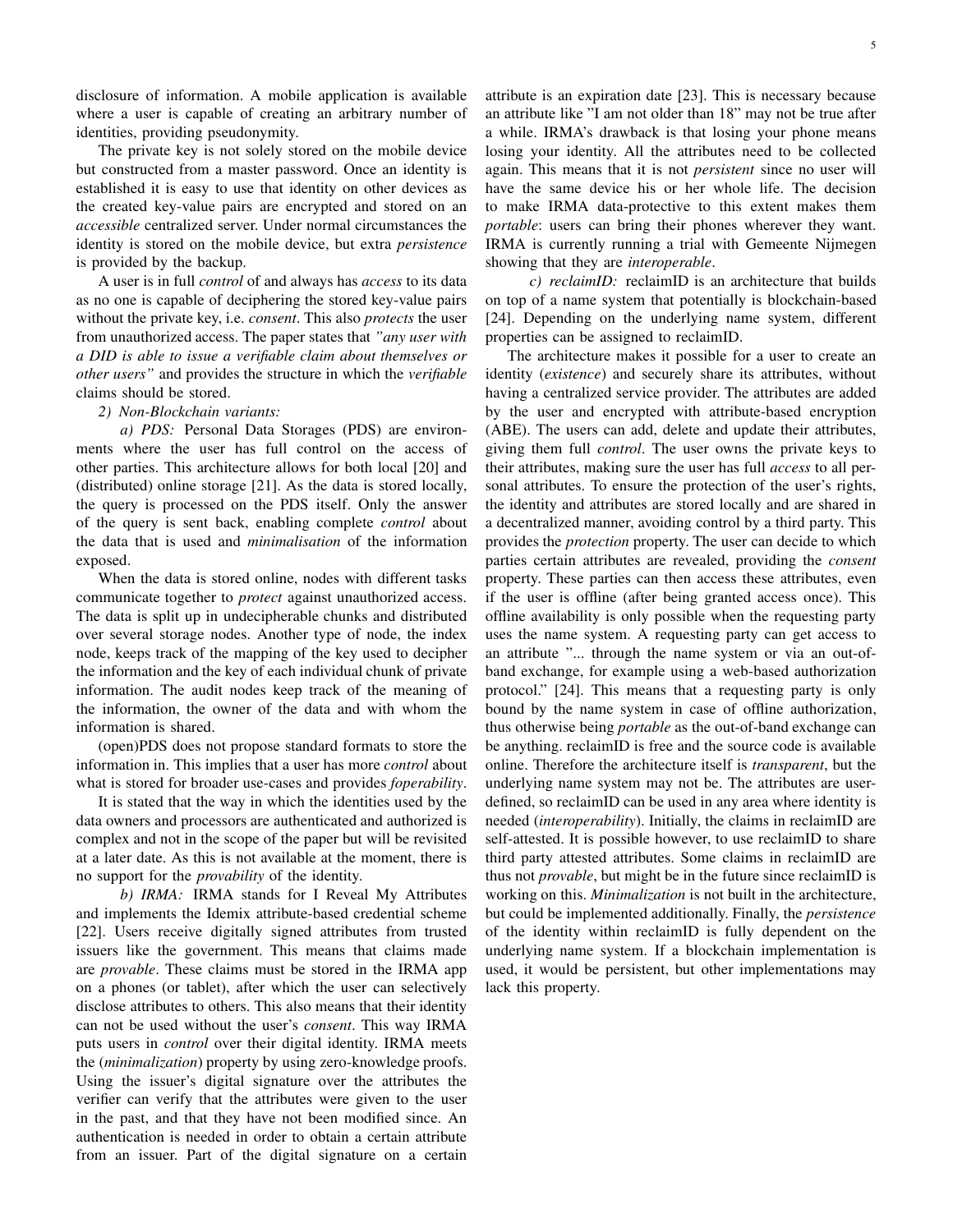disclosure of information. A mobile application is available where a user is capable of creating an arbitrary number of identities, providing pseudonymity.

The private key is not solely stored on the mobile device but constructed from a master password. Once an identity is established it is easy to use that identity on other devices as the created key-value pairs are encrypted and stored on an *accessible* centralized server. Under normal circumstances the identity is stored on the mobile device, but extra *persistence* is provided by the backup.

A user is in full *control* of and always has *access* to its data as no one is capable of deciphering the stored key-value pairs without the private key, i.e. *consent*. This also *protects* the user from unauthorized access. The paper states that *"any user with a DID is able to issue a verifiable claim about themselves or other users"* and provides the structure in which the *verifiable* claims should be stored.

*2) Non-Blockchain variants:*

*a) PDS:* Personal Data Storages (PDS) are environments where the user has full control on the access of other parties. This architecture allows for both local [20] and (distributed) online storage [21]. As the data is stored locally, the query is processed on the PDS itself. Only the answer of the query is sent back, enabling complete *control* about the data that is used and *minimalisation* of the information exposed.

When the data is stored online, nodes with different tasks communicate together to *protect* against unauthorized access. The data is split up in undecipherable chunks and distributed over several storage nodes. Another type of node, the index node, keeps track of the mapping of the key used to decipher the information and the key of each individual chunk of private information. The audit nodes keep track of the meaning of the information, the owner of the data and with whom the information is shared.

(open)PDS does not propose standard formats to store the information in. This implies that a user has more *control* about what is stored for broader use-cases and provides *foperability*.

It is stated that the way in which the identities used by the data owners and processors are authenticated and authorized is complex and not in the scope of the paper but will be revisited at a later date. As this is not available at the moment, there is no support for the *provability* of the identity.

*b) IRMA:* IRMA stands for I Reveal My Attributes and implements the Idemix attribute-based credential scheme [22]. Users receive digitally signed attributes from trusted issuers like the government. This means that claims made are *provable*. These claims must be stored in the IRMA app on a phones (or tablet), after which the user can selectively disclose attributes to others. This also means that their identity can not be used without the user's *consent*. This way IRMA puts users in *control* over their digital identity. IRMA meets the (*minimalization*) property by using zero-knowledge proofs. Using the issuer's digital signature over the attributes the verifier can verify that the attributes were given to the user in the past, and that they have not been modified since. An authentication is needed in order to obtain a certain attribute from an issuer. Part of the digital signature on a certain attribute is an expiration date [23]. This is necessary because an attribute like "I am not older than 18" may not be true after a while. IRMA's drawback is that losing your phone means losing your identity. All the attributes need to be collected again. This means that it is not *persistent* since no user will have the same device his or her whole life. The decision to make IRMA data-protective to this extent makes them *portable*: users can bring their phones wherever they want. IRMA is currently running a trial with Gemeente Nijmegen showing that they are *interoperable*.

*c) reclaimID:* reclaimID is an architecture that builds on top of a name system that potentially is blockchain-based [24]. Depending on the underlying name system, different properties can be assigned to reclaimID.

The architecture makes it possible for a user to create an identity (*existence*) and securely share its attributes, without having a centralized service provider. The attributes are added by the user and encrypted with attribute-based encryption (ABE). The users can add, delete and update their attributes, giving them full *control*. The user owns the private keys to their attributes, making sure the user has full *access* to all personal attributes. To ensure the protection of the user's rights, the identity and attributes are stored locally and are shared in a decentralized manner, avoiding control by a third party. This provides the *protection* property. The user can decide to which parties certain attributes are revealed, providing the *consent* property. These parties can then access these attributes, even if the user is offline (after being granted access once). This offline availability is only possible when the requesting party uses the name system. A requesting party can get access to an attribute "... through the name system or via an out-of-band exchange, for example using a web-based authorization protocol." [24]. This means that a requesting party is only bound by the name system in case of offline authorization, thus otherwise being *portable* as the out-of-band exchange can be anything. reclaimID is free and the source code is available online. Therefore the architecture itself is *transparent*, but the underlying name system may not be. The attributes are user-defined, so reclaimID can be used in any area where identity is needed (*interoperability*). Initially, the claims in reclaimID are self-attested. It is possible however, to use reclaimID to share third party attested attributes. Some claims in reclaimID are thus not *provable*, but might be in the future since reclaimID is working on this. *Minimalization* is not built in the architecture, but could be implemented additionally. Finally, the *persistence* of the identity within reclaimID is fully dependent on the underlying name system. If a blockchain implementation is used, it would be persistent, but other implementations may lack this property.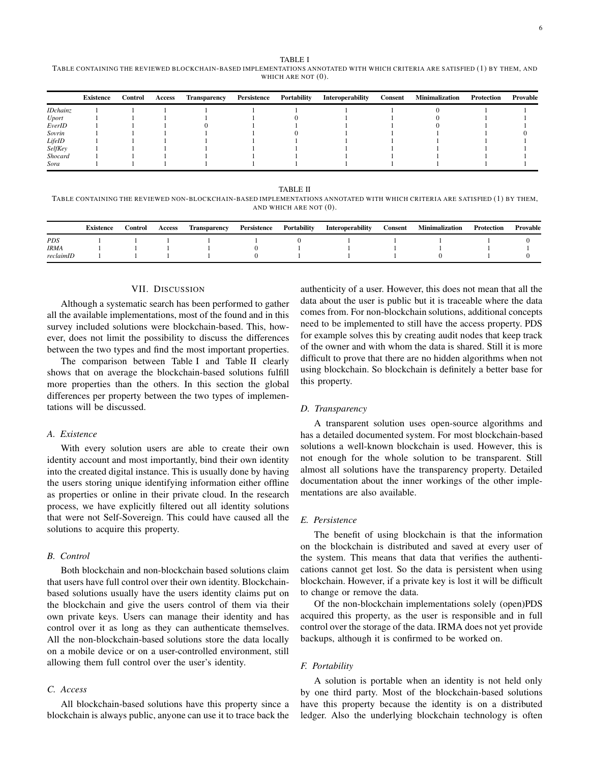TABLE I

TABLE CONTAINING THE REVIEWED BLOCKCHAIN-BASED IMPLEMENTATIONS ANNOTATED WITH WHICH CRITERIA ARE SATISFIED (1) BY THEM, AND WHICH ARE NOT (0).

| | Existence | Control | Access | Transparency | Persistence | Portability | Interoperability | Consent | Minimalization | Protection | Provable |
|---|---|---|---|---|---|---|---|---|---|---|---|
| *IDchainz* | 1 | 1 | 1 | 1 | 1 | 1 | 1 | 1 | 0 | 1 | 1 |
| *Uport* | 1 | 1 | 1 | 1 | 1 | 0 | 1 | 1 | 0 | 1 | 1 |
| *EverID* | 1 | 1 | 1 | 0 | 1 | 1 | 1 | 1 | 0 | 1 | 1 |
| *Sovrin* | 1 | 1 | 1 | 1 | 1 | 0 | 1 | 1 | 1 | 1 | 0 |
| *LifeID* | 1 | 1 | 1 | 1 | 1 | 1 | 1 | 1 | 1 | 1 | 1 |
| *SelfKey* | 1 | 1 | 1 | 1 | 1 | 1 | 1 | 1 | 1 | 1 | 1 |
| *Shocard* | 1 | 1 | 1 | 1 | 1 | 1 | 1 | 1 | 1 | 1 | 1 |
| *Sora* | 1 | 1 | 1 | 1 | 1 | 1 | 1 | 1 | 1 | 1 | 1 |

TABLE II

TABLE CONTAINING THE REVIEWED NON-BLOCKCHAIN-BASED IMPLEMENTATIONS ANNOTATED WITH WHICH CRITERIA ARE SATISFIED (1) BY THEM, AND WHICH ARE NOT (0).

| | Existence | Control | Access | Transparency | Persistence | Portability | Interoperability | Consent | Minimalization | Protection | Provable |
|---|---|---|---|---|---|---|---|---|---|---|---|
| *PDS* | 1 | 1 | 1 | 1 | 1 | 0 | 1 | 1 | 1 | 1 | 0 |
| *IRMA* | 1 | 1 | 1 | 1 | 0 | 1 | 1 | 1 | 1 | 1 | 1 |
| *reclaimID* | 1 | 1 | 1 | 1 | 0 | 1 | 1 | 1 | 0 | 1 | 0 |

## VII. DISCUSSION

Although a systematic search has been performed to gather all the available implementations, most of the found and in this survey included solutions were blockchain-based. This, however, does not limit the possibility to discuss the differences between the two types and find the most important properties.

The comparison between Table I and Table II clearly shows that on average the blockchain-based solutions fulfill more properties than the others. In this section the global differences per property between the two types of implementations will be discussed.

### A. Existence

With every solution users are able to create their own identity account and most importantly, bind their own identity into the created digital instance. This is usually done by having the users storing unique identifying information either offline as properties or online in their private cloud. In the research process, we have explicitly filtered out all identity solutions that were not Self-Sovereign. This could have caused all the solutions to acquire this property.

### B. Control

Both blockchain and non-blockchain based solutions claim that users have full control over their own identity. Blockchain-based solutions usually have the users identity claims put on the blockchain and give the users control of them via their own private keys. Users can manage their identity and has control over it as long as they can authenticate themselves. All the non-blockchain-based solutions store the data locally on a mobile device or on a user-controlled environment, still allowing them full control over the user's identity.

### C. Access

All blockchain-based solutions have this property since a blockchain is always public, anyone can use it to trace back the authenticity of a user. However, this does not mean that all the data about the user is public but it is traceable where the data comes from. For non-blockchain solutions, additional concepts need to be implemented to still have the access property. PDS for example solves this by creating audit nodes that keep track of the owner and with whom the data is shared. Still it is more difficult to prove that there are no hidden algorithms when not using blockchain. So blockchain is definitely a better base for this property.

### D. Transparency

A transparent solution uses open-source algorithms and has a detailed documented system. For most blockchain-based solutions a well-known blockchain is used. However, this is not enough for the whole solution to be transparent. Still almost all solutions have the transparency property. Detailed documentation about the inner workings of the other implementations are also available.

### E. Persistence

The benefit of using blockchain is that the information on the blockchain is distributed and saved at every user of the system. This means that data that verifies the authentications cannot get lost. So the data is persistent when using blockchain. However, if a private key is lost it will be difficult to change or remove the data.

Of the non-blockchain implementations solely (open)PDS acquired this property, as the user is responsible and in full control over the storage of the data. IRMA does not yet provide backups, although it is confirmed to be worked on.

### F. Portability

A solution is portable when an identity is not held only by one third party. Most of the blockchain-based solutions have this property because the identity is on a distributed ledger. Also the underlying blockchain technology is often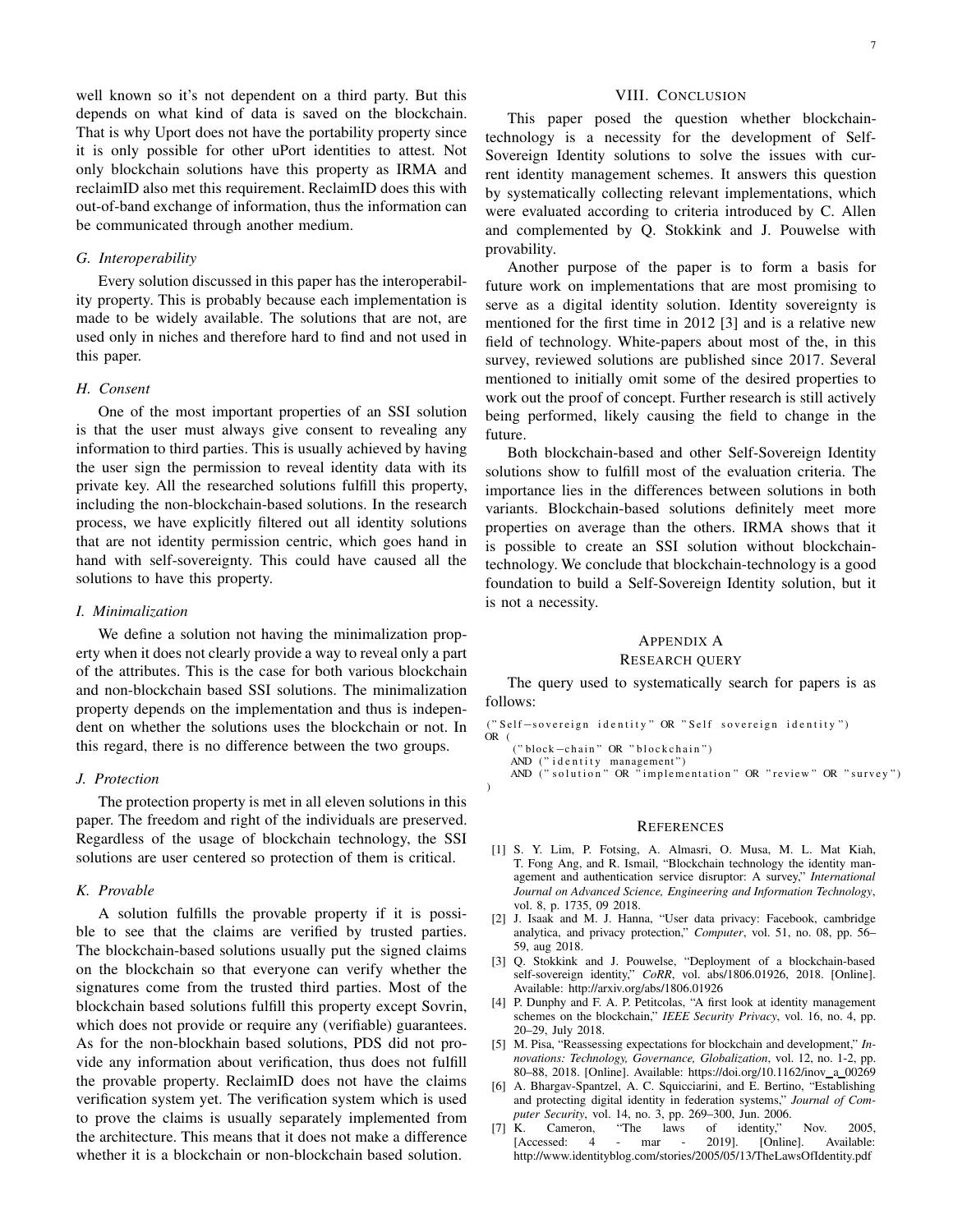well known so it's not dependent on a third party. But this depends on what kind of data is saved on the blockchain. That is why Uport does not have the portability property since it is only possible for other uPort identities to attest. Not only blockchain solutions have this property as IRMA and reclaimID also met this requirement. ReclaimID does this with out-of-band exchange of information, thus the information can be communicated through another medium.

### G. Interoperability

Every solution discussed in this paper has the interoperability property. This is probably because each implementation is made to be widely available. The solutions that are not, are used only in niches and therefore hard to find and not used in this paper.

### H. Consent

One of the most important properties of an SSI solution is that the user must always give consent to revealing any information to third parties. This is usually achieved by having the user sign the permission to reveal identity data with its private key. All the researched solutions fulfill this property, including the non-blockchain-based solutions. In the research process, we have explicitly filtered out all identity solutions that are not identity permission centric, which goes hand in hand with self-sovereignty. This could have caused all the solutions to have this property.

### I. Minimalization

We define a solution not having the minimalization property when it does not clearly provide a way to reveal only a part of the attributes. This is the case for both various blockchain and non-blockchain based SSI solutions. The minimalization property depends on the implementation and thus is independent on whether the solutions uses the blockchain or not. In this regard, there is no difference between the two groups.

### J. Protection

The protection property is met in all eleven solutions in this paper. The freedom and right of the individuals are preserved. Regardless of the usage of blockchain technology, the SSI solutions are user centered so protection of them is critical.

### K. Provable

A solution fulfills the provable property if it is possible to see that the claims are verified by trusted parties. The blockchain-based solutions usually put the signed claims on the blockchain so that everyone can verify whether the signatures come from the trusted third parties. Most of the blockchain based solutions fulfill this property except Sovrin, which does not provide or require any (verifiable) guarantees. As for the non-blockhain based solutions, PDS did not provide any information about verification, thus does not fulfill the provable property. ReclaimID does not have the claims verification system yet. The verification system which is used to prove the claims is usually separately implemented from the architecture. This means that it does not make a difference whether it is a blockchain or non-blockchain based solution.

## VIII. Conclusion

This paper posed the question whether blockchain-technology is a necessity for the development of Self-Sovereign Identity solutions to solve the issues with current identity management schemes. It answers this question by systematically collecting relevant implementations, which were evaluated according to criteria introduced by C. Allen and complemented by Q. Stokkink and J. Pouwelse with provability.

Another purpose of the paper is to form a basis for future work on implementations that are most promising to serve as a digital identity solution. Identity sovereignty is mentioned for the first time in 2012 [3] and is a relative new field of technology. White-papers about most of the, in this survey, reviewed solutions are published since 2017. Several mentioned to initially omit some of the desired properties to work out the proof of concept. Further research is still actively being performed, likely causing the field to change in the future.

Both blockchain-based and other Self-Sovereign Identity solutions show to fulfill most of the evaluation criteria. The importance lies in the differences between solutions in both variants. Blockchain-based solutions definitely meet more properties on average than the others. IRMA shows that it is possible to create an SSI solution without blockchain-technology. We conclude that blockchain-technology is a good foundation to build a Self-Sovereign Identity solution, but it is not a necessity.

## Appendix A
## Research query

The query used to systematically search for papers is as follows:

```
("Self-sovereign identity" OR "Self sovereign identity")
OR (
    ("block-chain" OR "blockchain")
    AND ("identity management")
    AND ("solution" OR "implementation" OR "review" OR "survey")
)
```

## References

[1] S. Y. Lim, P. Fotsing, A. Almasri, O. Musa, M. L. Mat Kiah, T. Fong Ang, and R. Ismail, "Blockchain technology the identity management and authentication service disruptor: A survey," *International Journal on Advanced Science, Engineering and Information Technology*, vol. 8, p. 1735, 09 2018.

[2] J. Isaak and M. J. Hanna, "User data privacy: Facebook, cambridge analytica, and privacy protection," *Computer*, vol. 51, no. 08, pp. 56–59, aug 2018.

[3] Q. Stokkink and J. Pouwelse, "Deployment of a blockchain-based self-sovereign identity," *CoRR*, vol. abs/1806.01926, 2018. [Online]. Available: http://arxiv.org/abs/1806.01926

[4] P. Dunphy and F. A. P. Petitcolas, "A first look at identity management schemes on the blockchain," *IEEE Security Privacy*, vol. 16, no. 4, pp. 20–29, July 2018.

[5] M. Pisa, "Reassessing expectations for blockchain and development," *Innovations: Technology, Governance, Globalization*, vol. 12, no. 1-2, pp. 80–88, 2018. [Online]. Available: https://doi.org/10.1162/inov_a_00269

[6] A. Bhargav-Spantzel, A. C. Squicciarini, and E. Bertino, "Establishing and protecting digital identity in federation systems," *Journal of Computer Security*, vol. 14, no. 3, pp. 269–300, Jun. 2006.

[7] K. Cameron, "The laws of identity," Nov. 2005, [Accessed: 4 - mar - 2019]. [Online]. Available: http://www.identityblog.com/stories/2005/05/13/TheLawsOfIdentity.pdf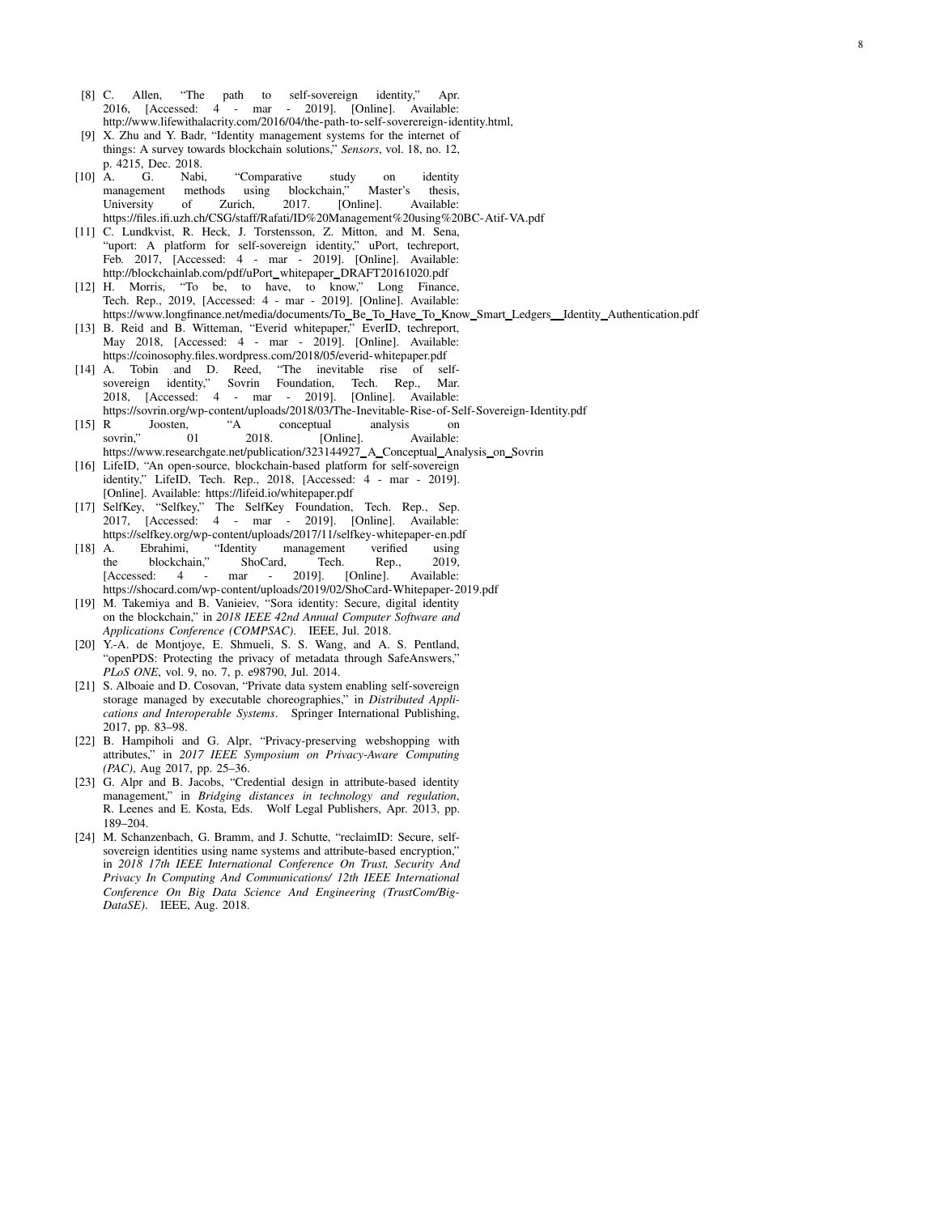[8] C. Allen, "The path to self-sovereign identity," Apr. 2016, [Accessed: 4 - mar - 2019]. [Online]. Available: http://www.lifewithalacrity.com/2016/04/the-path-to-self-soverereign-identity.html,

[9] X. Zhu and Y. Badr, "Identity management systems for the internet of things: A survey towards blockchain solutions," *Sensors*, vol. 18, no. 12, p. 4215, Dec. 2018.

[10] A. G. Nabi, "Comparative study on identity management methods using blockchain," Master's thesis, University of Zurich, 2017. [Online]. Available: https://files.ifi.uzh.ch/CSG/staff/Rafati/ID%20Management%20using%20BC-Atif-VA.pdf

[11] C. Lundkvist, R. Heck, J. Torstensson, Z. Mitton, and M. Sena, "uport: A platform for self-sovereign identity," uPort, techreport, Feb. 2017, [Accessed: 4 - mar - 2019]. [Online]. Available: http://blockchainlab.com/pdf/uPort_whitepaper_DRAFT20161020.pdf

[12] H. Morris, "To be, to have, to know," Long Finance, Tech. Rep., 2019, [Accessed: 4 - mar - 2019]. [Online]. Available: https://www.longfinance.net/media/documents/To_Be_To_Have_To_Know_Smart_Ledgers__Identity_Authentication.pdf

[13] B. Reid and B. Witteman, "Everid whitepaper," EverID, techreport, May 2018, [Accessed: 4 - mar - 2019]. [Online]. Available: https://coinosophy.files.wordpress.com/2018/05/everid-whitepaper.pdf

[14] A. Tobin and D. Reed, "The inevitable rise of self-sovereign identity," Sovrin Foundation, Tech. Rep., Mar. 2018, [Accessed: 4 - mar - 2019]. [Online]. Available: https://sovrin.org/wp-content/uploads/2018/03/The-Inevitable-Rise-of-Self-Sovereign-Identity.pdf

[15] R Joosten, "A conceptual analysis on sovrin," 01 2018. [Online]. Available: https://www.researchgate.net/publication/323144927_A_Conceptual_Analysis_on_Sovrin

[16] LifeID, "An open-source, blockchain-based platform for self-sovereign identity," LifeID, Tech. Rep., 2018, [Accessed: 4 - mar - 2019]. [Online]. Available: https://lifeid.io/whitepaper.pdf

[17] SelfKey, "Selfkey," The SelfKey Foundation, Tech. Rep., Sep. 2017, [Accessed: 4 - mar - 2019]. [Online]. Available: https://selfkey.org/wp-content/uploads/2017/11/selfkey-whitepaper-en.pdf

[18] A. Ebrahimi, "Identity management verified using the blockchain," ShoCard, Tech. Rep., 2019, [Accessed: 4 - mar - 2019]. [Online]. Available: https://shocard.com/wp-content/uploads/2019/02/ShoCard-Whitepaper-2019.pdf

[19] M. Takemiya and B. Vanieiev, "Sora identity: Secure, digital identity on the blockchain," in *2018 IEEE 42nd Annual Computer Software and Applications Conference (COMPSAC)*. IEEE, Jul. 2018.

[20] Y.-A. de Montjoye, E. Shmueli, S. S. Wang, and A. S. Pentland, "openPDS: Protecting the privacy of metadata through SafeAnswers," *PLoS ONE*, vol. 9, no. 7, p. e98790, Jul. 2014.

[21] S. Alboaie and D. Cosovan, "Private data system enabling self-sovereign storage managed by executable choreographies," in *Distributed Applications and Interoperable Systems*. Springer International Publishing, 2017, pp. 83–98.

[22] B. Hampiholi and G. Alpr, "Privacy-preserving webshopping with attributes," in *2017 IEEE Symposium on Privacy-Aware Computing (PAC)*, Aug 2017, pp. 25–36.

[23] G. Alpr and B. Jacobs, "Credential design in attribute-based identity management," in *Bridging distances in technology and regulation*, R. Leenes and E. Kosta, Eds. Wolf Legal Publishers, Apr. 2013, pp. 189–204.

[24] M. Schanzenbach, G. Bramm, and J. Schutte, "reclaimID: Secure, self-sovereign identities using name systems and attribute-based encryption," in *2018 17th IEEE International Conference On Trust, Security And Privacy In Computing And Communications/ 12th IEEE International Conference On Big Data Science And Engineering (TrustCom/BigDataSE)*. IEEE, Aug. 2018.